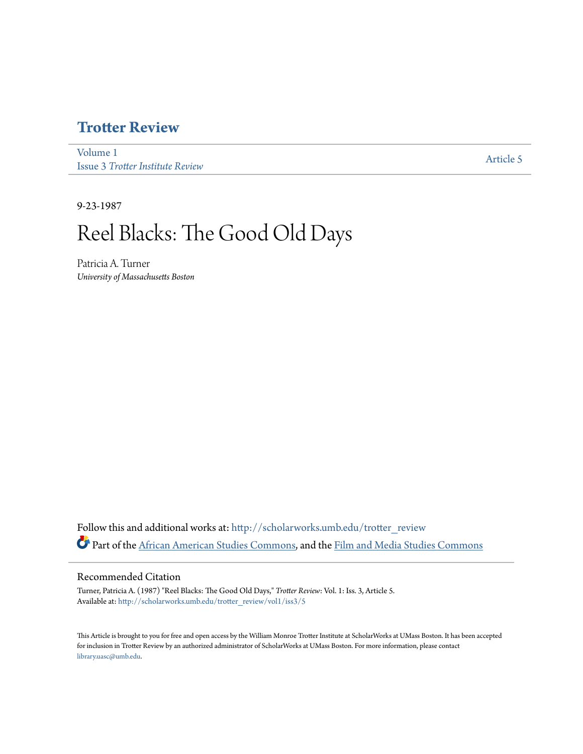# Trotter Review

Volume 1
Issue 3 *Trotter Institute Review*

Article 5

9-23-1987

# Reel Blacks: The Good Old Days

Patricia A. Turner
*University of Massachusetts Boston*

Follow this and additional works at: http://scholarworks.umb.edu/trotter_review

Part of the African American Studies Commons, and the Film and Media Studies Commons

## Recommended Citation

Turner, Patricia A. (1987) "Reel Blacks: The Good Old Days," *Trotter Review*: Vol. 1: Iss. 3, Article 5.
Available at: http://scholarworks.umb.edu/trotter_review/vol1/iss3/5

This Article is brought to you for free and open access by the William Monroe Trotter Institute at ScholarWorks at UMass Boston. It has been accepted for inclusion in Trotter Review by an authorized administrator of ScholarWorks at UMass Boston. For more information, please contact library.uasc@umb.edu.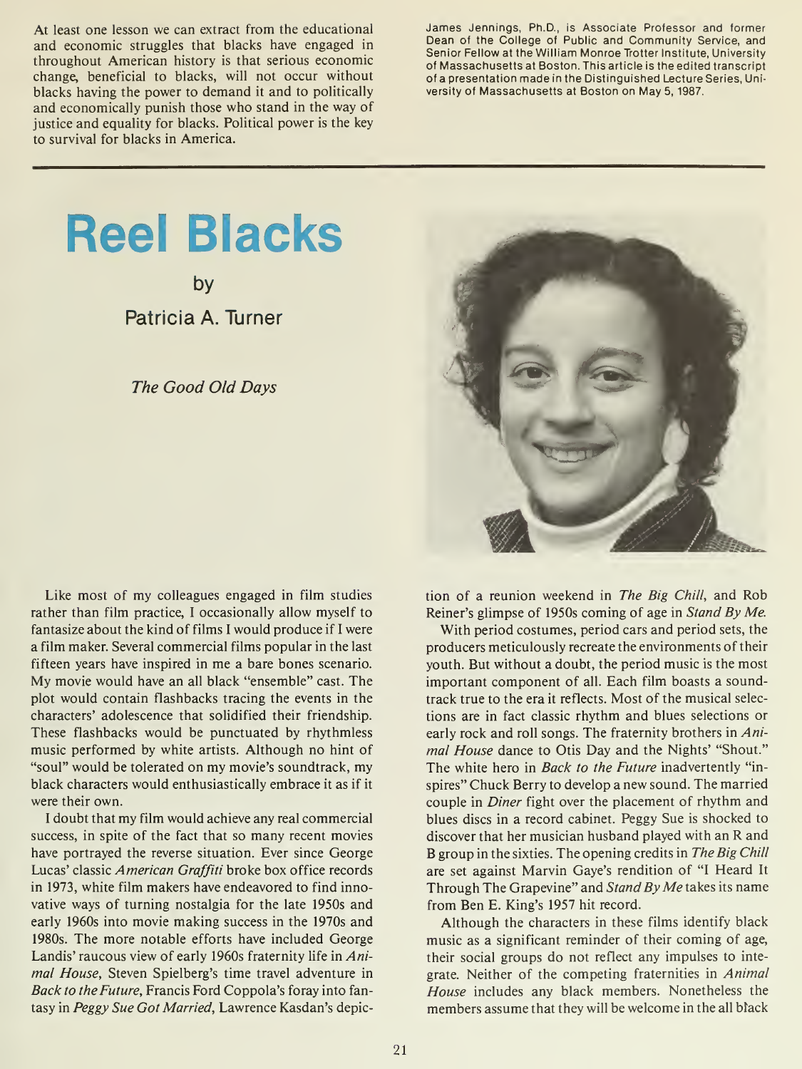At least one lesson we can extract from the educational and economic struggles that blacks have engaged in throughout American history is that serious economic change, beneficial to blacks, will not occur without blacks having the power to demand it and to politically and economically punish those who stand in the way of justice and equality for blacks. Political power is the key to survival for blacks in America.

James Jennings, Ph.D., is Associate Professor and former Dean of the College of Public and Community Service, and Senior Fellow at the William Monroe Trotter Institute, University of Massachusetts at Boston. This article is the edited transcript of a presentation made in the Distinguished Lecture Series, University of Massachusetts at Boston on May 5, 1987.

---

# Reel Blacks

by

Patricia A. Turner

## *The Good Old Days*

Like most of my colleagues engaged in film studies rather than film practice, I occasionally allow myself to fantasize about the kind of films I would produce if I were a film maker. Several commercial films popular in the last fifteen years have inspired in me a bare bones scenario. My movie would have an all black "ensemble" cast. The plot would contain flashbacks tracing the events in the characters' adolescence that solidified their friendship. These flashbacks would be punctuated by rhythmless music performed by white artists. Although no hint of "soul" would be tolerated on my movie's soundtrack, my black characters would enthusiastically embrace it as if it were their own.

I doubt that my film would achieve any real commercial success, in spite of the fact that so many recent movies have portrayed the reverse situation. Ever since George Lucas' classic *American Graffiti* broke box office records in 1973, white film makers have endeavored to find innovative ways of turning nostalgia for the late 1950s and early 1960s into movie making success in the 1970s and 1980s. The more notable efforts have included George Landis' raucous view of early 1960s fraternity life in *Animal House*, Steven Spielberg's time travel adventure in *Back to the Future*, Francis Ford Coppola's foray into fantasy in *Peggy Sue Got Married*, Lawrence Kasdan's depiction of a reunion weekend in *The Big Chill*, and Rob Reiner's glimpse of 1950s coming of age in *Stand By Me*.

With period costumes, period cars and period sets, the producers meticulously recreate the environments of their youth. But without a doubt, the period music is the most important component of all. Each film boasts a soundtrack true to the era it reflects. Most of the musical selections are in fact classic rhythm and blues selections or early rock and roll songs. The fraternity brothers in *Animal House* dance to Otis Day and the Nights' "Shout." The white hero in *Back to the Future* inadvertently "inspires" Chuck Berry to develop a new sound. The married couple in *Diner* fight over the placement of rhythm and blues discs in a record cabinet. Peggy Sue is shocked to discover that her musician husband played with an R and B group in the sixties. The opening credits in *The Big Chill* are set against Marvin Gaye's rendition of "I Heard It Through The Grapevine" and *Stand By Me* takes its name from Ben E. King's 1957 hit record.

Although the characters in these films identify black music as a significant reminder of their coming of age, their social groups do not reflect any impulses to integrate. Neither of the competing fraternities in *Animal House* includes any black members. Nonetheless the members assume that they will be welcome in the all black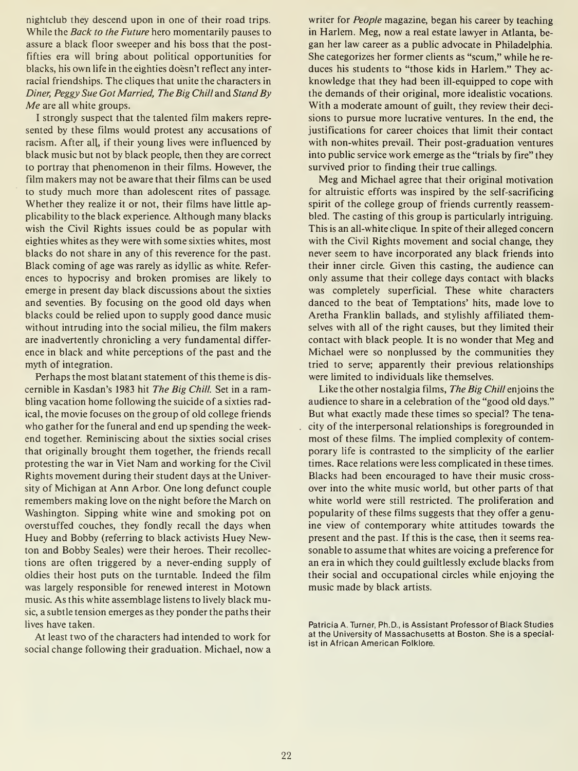nightclub they descend upon in one of their road trips. While the *Back to the Future* hero momentarily pauses to assure a black floor sweeper and his boss that the post-fifties era will bring about political opportunities for blacks, his own life in the eighties doesn't reflect any interracial friendships. The cliques that unite the characters in *Diner, Peggy Sue Got Married, The Big Chill* and *Stand By Me* are all white groups.

I strongly suspect that the talented film makers represented by these films would protest any accusations of racism. After all, if their young lives were influenced by black music but not by black people, then they are correct to portray that phenomenon in their films. However, the film makers may not be aware that their films can be used to study much more than adolescent rites of passage. Whether they realize it or not, their films have little applicability to the black experience. Although many blacks wish the Civil Rights issues could be as popular with eighties whites as they were with some sixties whites, most blacks do not share in any of this reverence for the past. Black coming of age was rarely as idyllic as white. References to hypocrisy and broken promises are likely to emerge in present day black discussions about the sixties and seventies. By focusing on the good old days when blacks could be relied upon to supply good dance music without intruding into the social milieu, the film makers are inadvertently chronicling a very fundamental difference in black and white perceptions of the past and the myth of integration.

Perhaps the most blatant statement of this theme is discernible in Kasdan's 1983 hit *The Big Chill*. Set in a rambling vacation home following the suicide of a sixties radical, the movie focuses on the group of old college friends who gather for the funeral and end up spending the weekend together. Reminiscing about the sixties social crises that originally brought them together, the friends recall protesting the war in Viet Nam and working for the Civil Rights movement during their student days at the University of Michigan at Ann Arbor. One long defunct couple remembers making love on the night before the March on Washington. Sipping white wine and smoking pot on overstuffed couches, they fondly recall the days when Huey and Bobby (referring to black activists Huey Newton and Bobby Seales) were their heroes. Their recollections are often triggered by a never-ending supply of oldies their host puts on the turntable. Indeed the film was largely responsible for renewed interest in Motown music. As this white assemblage listens to lively black music, a subtle tension emerges as they ponder the paths their lives have taken.

At least two of the characters had intended to work for social change following their graduation. Michael, now a writer for *People* magazine, began his career by teaching in Harlem. Meg, now a real estate lawyer in Atlanta, began her law career as a public advocate in Philadelphia. She categorizes her former clients as "scum," while he reduces his students to "those kids in Harlem." They acknowledge that they had been ill-equipped to cope with the demands of their original, more idealistic vocations. With a moderate amount of guilt, they review their decisions to pursue more lucrative ventures. In the end, the justifications for career choices that limit their contact with non-whites prevail. Their post-graduation ventures into public service work emerge as the "trials by fire" they survived prior to finding their true callings.

Meg and Michael agree that their original motivation for altruistic efforts was inspired by the self-sacrificing spirit of the college group of friends currently reassembled. The casting of this group is particularly intriguing. This is an all-white clique. In spite of their alleged concern with the Civil Rights movement and social change, they never seem to have incorporated any black friends into their inner circle. Given this casting, the audience can only assume that their college days contact with blacks was completely superficial. These white characters danced to the beat of Temptations' hits, made love to Aretha Franklin ballads, and stylishly affiliated themselves with all of the right causes, but they limited their contact with black people. It is no wonder that Meg and Michael were so nonplussed by the communities they tried to serve; apparently their previous relationships were limited to individuals like themselves.

Like the other nostalgia films, *The Big Chill* enjoins the audience to share in a celebration of the "good old days." But what exactly made these times so special? The tenacity of the interpersonal relationships is foregrounded in most of these films. The implied complexity of contemporary life is contrasted to the simplicity of the earlier times. Race relations were less complicated in these times. Blacks had been encouraged to have their music crossover into the white music world, but other parts of that white world were still restricted. The proliferation and popularity of these films suggests that they offer a genuine view of contemporary white attitudes towards the present and the past. If this is the case, then it seems reasonable to assume that whites are voicing a preference for an era in which they could guiltlessly exclude blacks from their social and occupational circles while enjoying the music made by black artists.

Patricia A. Turner, Ph.D., is Assistant Professor of Black Studies at the University of Massachusetts at Boston. She is a specialist in African American Folklore.